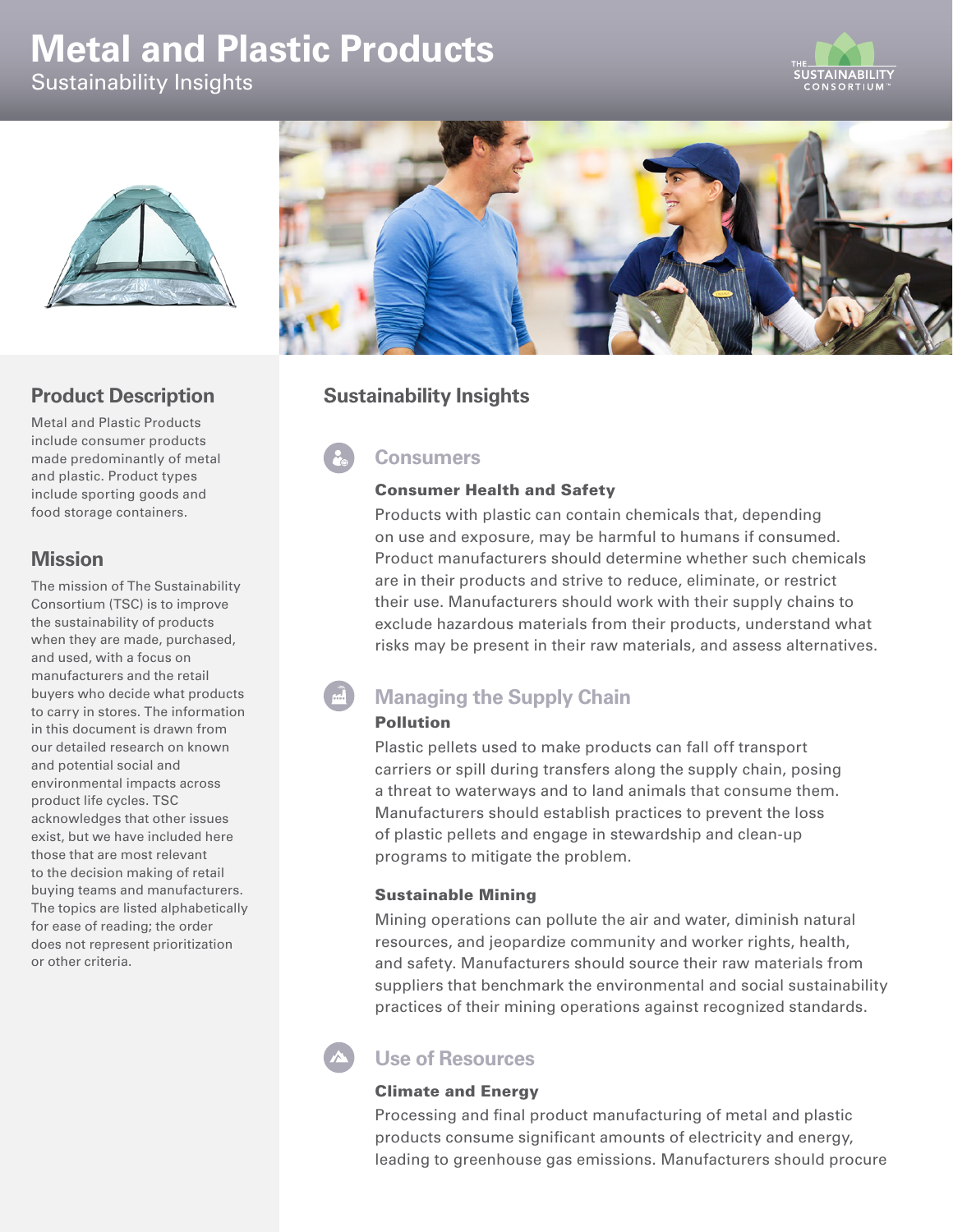# Metal and Plastic Products

Sustainability Insights

## Product Description

Metal and Plastic Products include consumer products made predominantly of metal and plastic. Product types include sporting goods and food storage containers.

## Mission

The mission of The Sustainability Consortium (TSC) is to improve the sustainability of products when they are made, purchased, and used, with a focus on manufacturers and the retail buyers who decide what products to carry in stores. The information in this document is drawn from our detailed research on known and potential social and environmental impacts across product life cycles. TSC acknowledges that other issues exist, but we have included here those that are most relevant to the decision making of retail buying teams and manufacturers. The topics are listed alphabetically for ease of reading; the order does not represent prioritization or other criteria.

## Sustainability Insights

### Consumers

**Consumer Health and Safety**

Products with plastic can contain chemicals that, depending on use and exposure, may be harmful to humans if consumed. Product manufacturers should determine whether such chemicals are in their products and strive to reduce, eliminate, or restrict their use. Manufacturers should work with their supply chains to exclude hazardous materials from their products, understand what risks may be present in their raw materials, and assess alternatives.

### Managing the Supply Chain

**Pollution**

Plastic pellets used to make products can fall off transport carriers or spill during transfers along the supply chain, posing a threat to waterways and to land animals that consume them. Manufacturers should establish practices to prevent the loss of plastic pellets and engage in stewardship and clean-up programs to mitigate the problem.

**Sustainable Mining**

Mining operations can pollute the air and water, diminish natural resources, and jeopardize community and worker rights, health, and safety. Manufacturers should source their raw materials from suppliers that benchmark the environmental and social sustainability practices of their mining operations against recognized standards.

### Use of Resources

**Climate and Energy**

Processing and final product manufacturing of metal and plastic products consume significant amounts of electricity and energy, leading to greenhouse gas emissions. Manufacturers should procure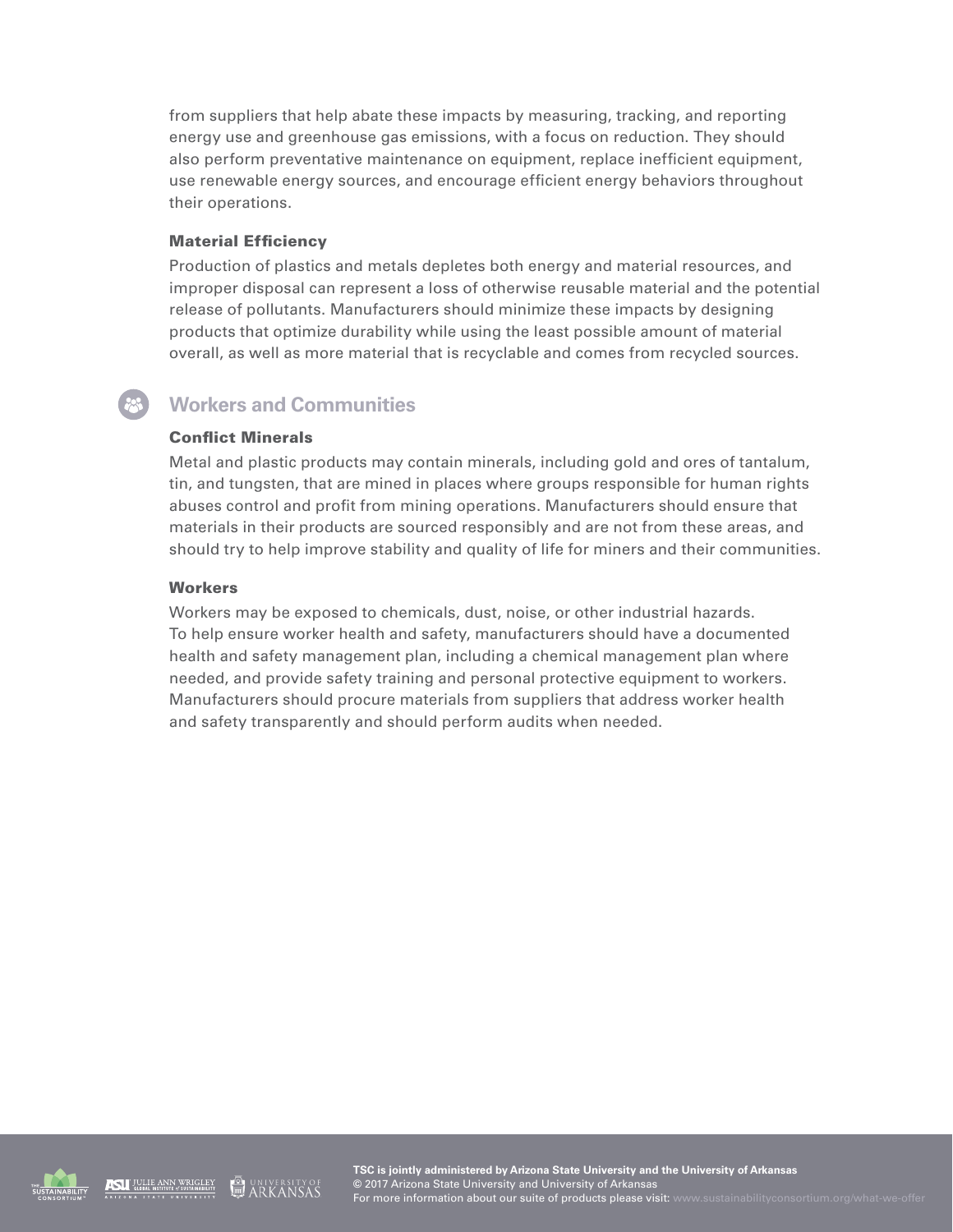from suppliers that help abate these impacts by measuring, tracking, and reporting energy use and greenhouse gas emissions, with a focus on reduction. They should also perform preventative maintenance on equipment, replace inefficient equipment, use renewable energy sources, and encourage efficient energy behaviors throughout their operations.

### Material Efficiency

Production of plastics and metals depletes both energy and material resources, and improper disposal can represent a loss of otherwise reusable material and the potential release of pollutants. Manufacturers should minimize these impacts by designing products that optimize durability while using the least possible amount of material overall, as well as more material that is recyclable and comes from recycled sources.

## Workers and Communities

### Conflict Minerals

Metal and plastic products may contain minerals, including gold and ores of tantalum, tin, and tungsten, that are mined in places where groups responsible for human rights abuses control and profit from mining operations. Manufacturers should ensure that materials in their products are sourced responsibly and are not from these areas, and should try to help improve stability and quality of life for miners and their communities.

### Workers

Workers may be exposed to chemicals, dust, noise, or other industrial hazards. To help ensure worker health and safety, manufacturers should have a documented health and safety management plan, including a chemical management plan where needed, and provide safety training and personal protective equipment to workers. Manufacturers should procure materials from suppliers that address worker health and safety transparently and should perform audits when needed.

**TSC is jointly administered by Arizona State University and the University of Arkansas**
© 2017 Arizona State University and University of Arkansas
For more information about our suite of products please visit: www.sustainabilityconsortium.org/what-we-offer